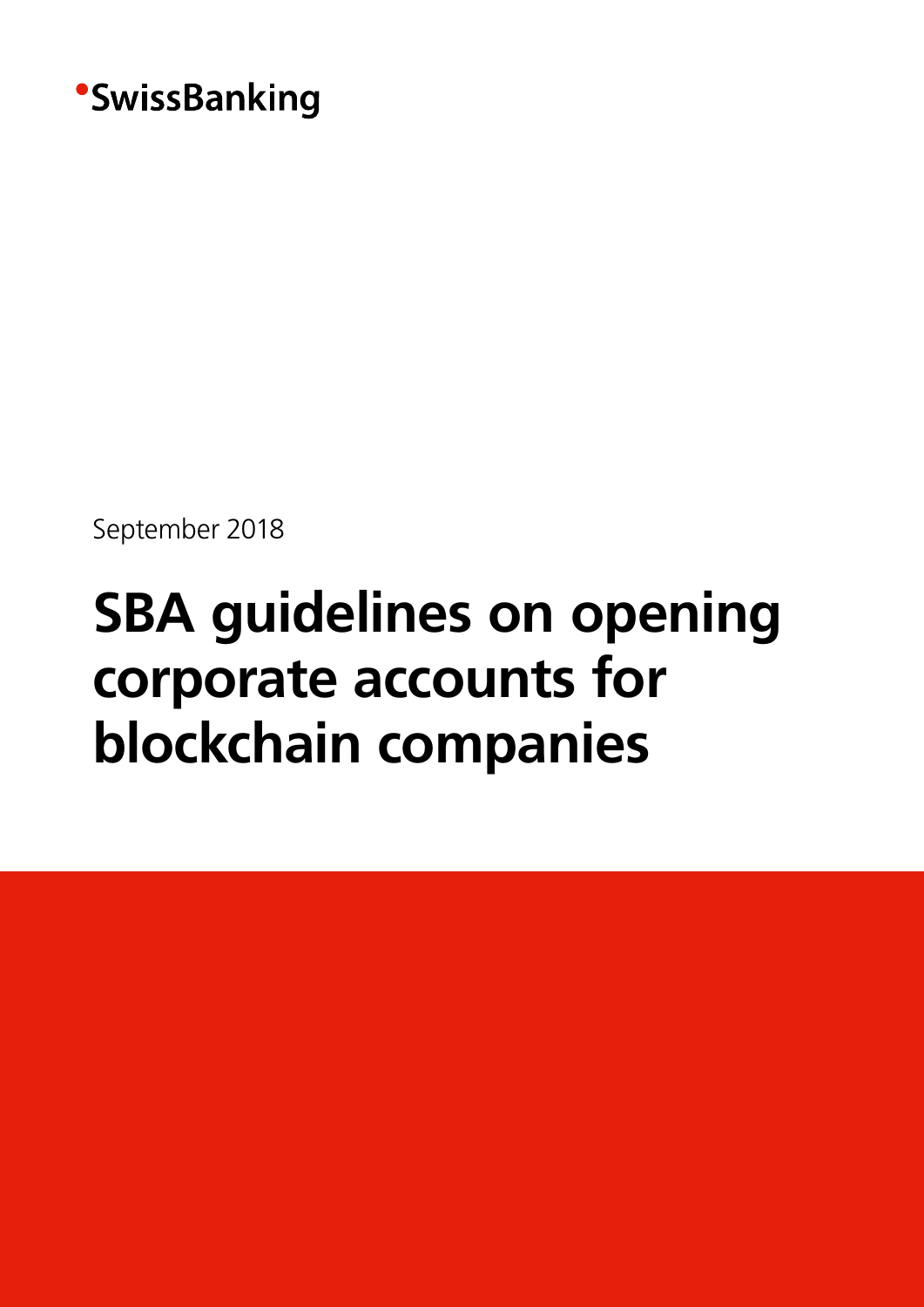•SwissBanking

September 2018

# SBA guidelines on opening corporate accounts for blockchain companies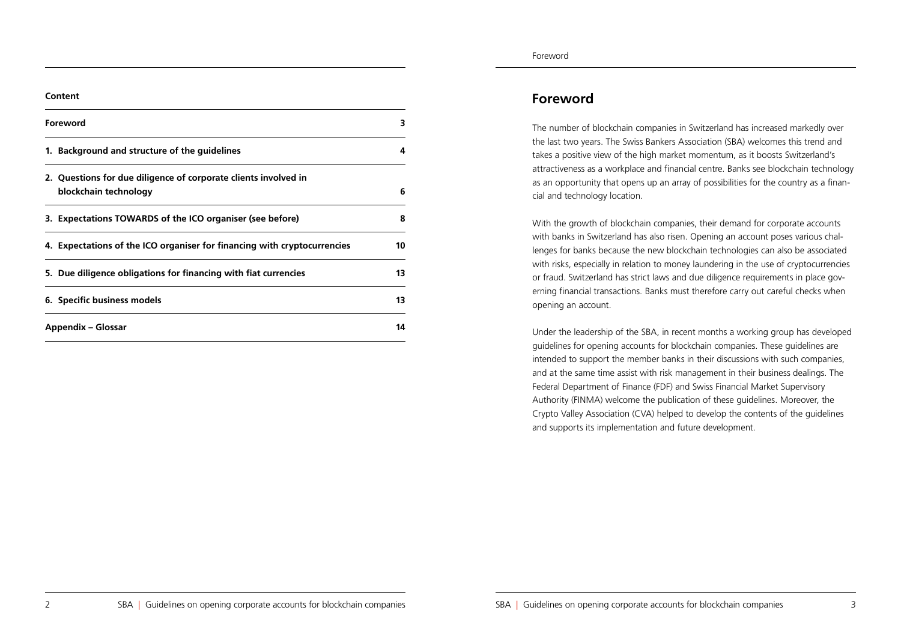**Content**

| | |
|---|---|
| **Foreword** | **3** |
| **1. Background and structure of the guidelines** | **4** |
| **2. Questions for due diligence of corporate clients involved in blockchain technology** | **6** |
| **3. Expectations TOWARDS of the ICO organiser (see before)** | **8** |
| **4. Expectations of the ICO organiser for financing with cryptocurrencies** | **10** |
| **5. Due diligence obligations for financing with fiat currencies** | **13** |
| **6. Specific business models** | **13** |
| **Appendix – Glossar** | **14** |

# Foreword

The number of blockchain companies in Switzerland has increased markedly over the last two years. The Swiss Bankers Association (SBA) welcomes this trend and takes a positive view of the high market momentum, as it boosts Switzerland's attractiveness as a workplace and financial centre. Banks see blockchain technology as an opportunity that opens up an array of possibilities for the country as a financial and technology location.

With the growth of blockchain companies, their demand for corporate accounts with banks in Switzerland has also risen. Opening an account poses various challenges for banks because the new blockchain technologies can also be associated with risks, especially in relation to money laundering in the use of cryptocurrencies or fraud. Switzerland has strict laws and due diligence requirements in place governing financial transactions. Banks must therefore carry out careful checks when opening an account.

Under the leadership of the SBA, in recent months a working group has developed guidelines for opening accounts for blockchain companies. These guidelines are intended to support the member banks in their discussions with such companies, and at the same time assist with risk management in their business dealings. The Federal Department of Finance (FDF) and Swiss Financial Market Supervisory Authority (FINMA) welcome the publication of these guidelines. Moreover, the Crypto Valley Association (CVA) helped to develop the contents of the guidelines and supports its implementation and future development.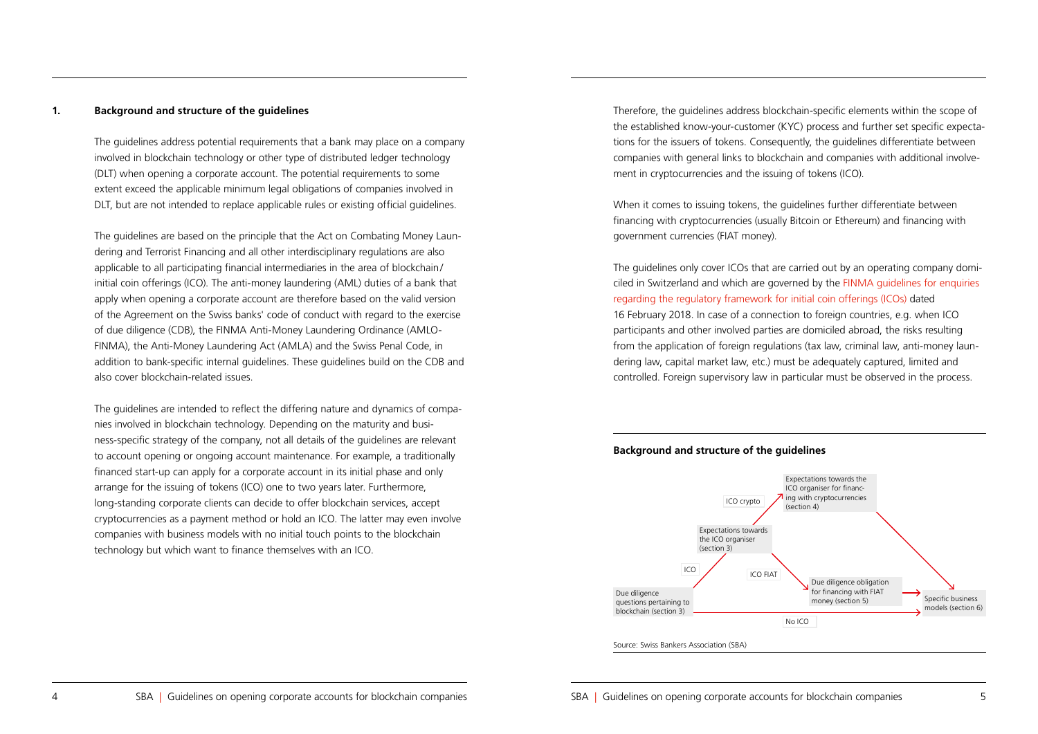## 1. Background and structure of the guidelines

The guidelines address potential requirements that a bank may place on a company involved in blockchain technology or other type of distributed ledger technology (DLT) when opening a corporate account. The potential requirements to some extent exceed the applicable minimum legal obligations of companies involved in DLT, but are not intended to replace applicable rules or existing official guidelines.

The guidelines are based on the principle that the Act on Combating Money Laundering and Terrorist Financing and all other interdisciplinary regulations are also applicable to all participating financial intermediaries in the area of blockchain/ initial coin offerings (ICO). The anti-money laundering (AML) duties of a bank that apply when opening a corporate account are therefore based on the valid version of the Agreement on the Swiss banks' code of conduct with regard to the exercise of due diligence (CDB), the FINMA Anti-Money Laundering Ordinance (AMLO-FINMA), the Anti-Money Laundering Act (AMLA) and the Swiss Penal Code, in addition to bank-specific internal guidelines. These guidelines build on the CDB and also cover blockchain-related issues.

The guidelines are intended to reflect the differing nature and dynamics of companies involved in blockchain technology. Depending on the maturity and business-specific strategy of the company, not all details of the guidelines are relevant to account opening or ongoing account maintenance. For example, a traditionally financed start-up can apply for a corporate account in its initial phase and only arrange for the issuing of tokens (ICO) one to two years later. Furthermore, long-standing corporate clients can decide to offer blockchain services, accept cryptocurrencies as a payment method or hold an ICO. The latter may even involve companies with business models with no initial touch points to the blockchain technology but which want to finance themselves with an ICO.

Therefore, the guidelines address blockchain-specific elements within the scope of the established know-your-customer (KYC) process and further set specific expectations for the issuers of tokens. Consequently, the guidelines differentiate between companies with general links to blockchain and companies with additional involvement in cryptocurrencies and the issuing of tokens (ICO).

When it comes to issuing tokens, the guidelines further differentiate between financing with cryptocurrencies (usually Bitcoin or Ethereum) and financing with government currencies (FIAT money).

The guidelines only cover ICOs that are carried out by an operating company domiciled in Switzerland and which are governed by the FINMA guidelines for enquiries regarding the regulatory framework for initial coin offerings (ICOs) dated 16 February 2018. In case of a connection to foreign countries, e.g. when ICO participants and other involved parties are domiciled abroad, the risks resulting from the application of foreign regulations (tax law, criminal law, anti-money laundering law, capital market law, etc.) must be adequately captured, limited and controlled. Foreign supervisory law in particular must be observed in the process.

**Background and structure of the guidelines**

- Due diligence questions pertaining to blockchain (section 3)
  - ICO → Expectations towards the ICO organiser (section 3)
    - ICO crypto → Expectations towards the ICO organiser for financing with cryptocurrencies (section 4) → Specific business models (section 6)
    - ICO FIAT → Due diligence obligation for financing with FIAT money (section 5) → Specific business models (section 6)
  - No ICO → Specific business models (section 6)

Source: Swiss Bankers Association (SBA)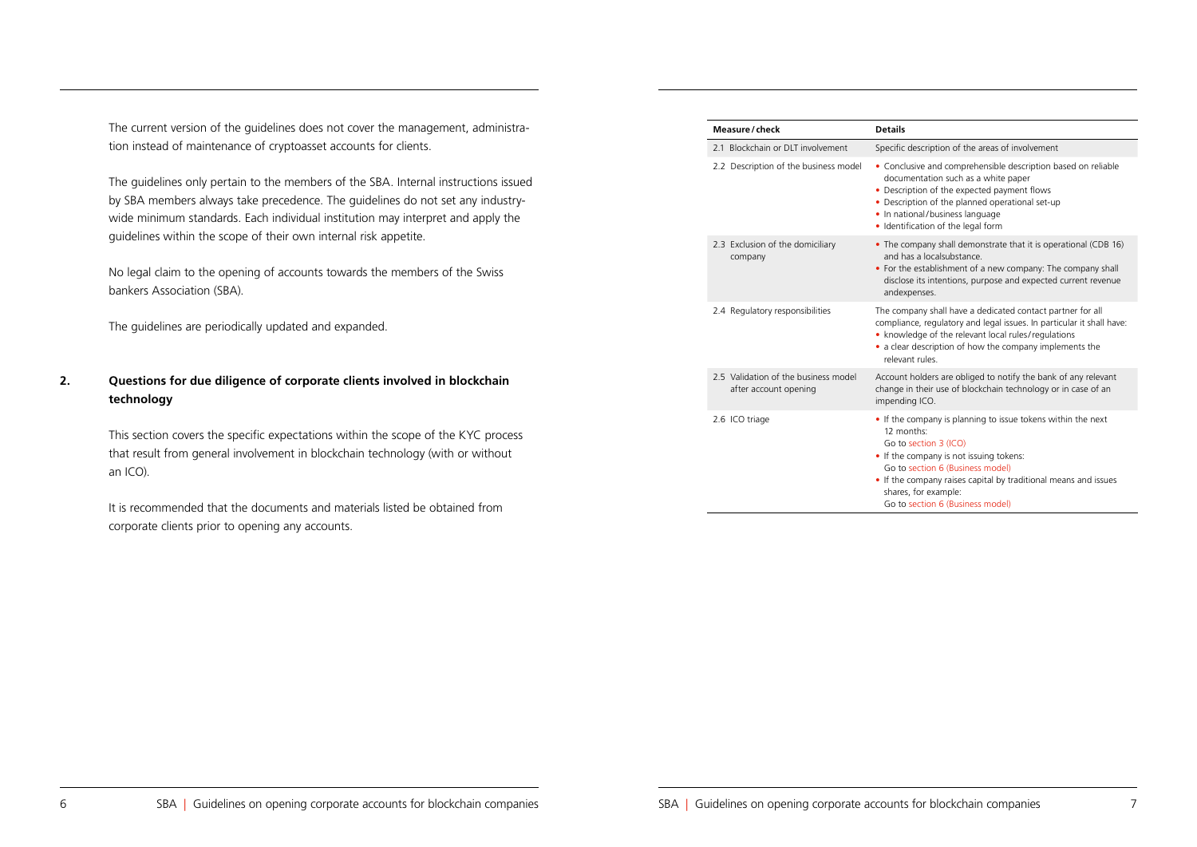The current version of the guidelines does not cover the management, administration instead of maintenance of cryptoasset accounts for clients.

The guidelines only pertain to the members of the SBA. Internal instructions issued by SBA members always take precedence. The guidelines do not set any industry-wide minimum standards. Each individual institution may interpret and apply the guidelines within the scope of their own internal risk appetite.

No legal claim to the opening of accounts towards the members of the Swiss bankers Association (SBA).

The guidelines are periodically updated and expanded.

## 2. Questions for due diligence of corporate clients involved in blockchain technology

This section covers the specific expectations within the scope of the KYC process that result from general involvement in blockchain technology (with or without an ICO).

It is recommended that the documents and materials listed be obtained from corporate clients prior to opening any accounts.

| Measure / check | Details |
|---|---|
| 2.1 Blockchain or DLT involvement | Specific description of the areas of involvement |
| 2.2 Description of the business model | • Conclusive and comprehensible description based on reliable documentation such as a white paper<br>• Description of the expected payment flows<br>• Description of the planned operational set-up<br>• In national/business language<br>• Identification of the legal form |
| 2.3 Exclusion of the domiciliary company | • The company shall demonstrate that it is operational (CDB 16) and has a localsubstance.<br>• For the establishment of a new company: The company shall disclose its intentions, purpose and expected current revenue andexpenses. |
| 2.4 Regulatory responsibilities | The company shall have a dedicated contact partner for all compliance, regulatory and legal issues. In particular it shall have:<br>• knowledge of the relevant local rules/regulations<br>• a clear description of how the company implements the relevant rules. |
| 2.5 Validation of the business model after account opening | Account holders are obliged to notify the bank of any relevant change in their use of blockchain technology or in case of an impending ICO. |
| 2.6 ICO triage | • If the company is planning to issue tokens within the next 12 months:<br>Go to section 3 (ICO)<br>• If the company is not issuing tokens:<br>Go to section 6 (Business model)<br>• If the company raises capital by traditional means and issues shares, for example:<br>Go to section 6 (Business model) |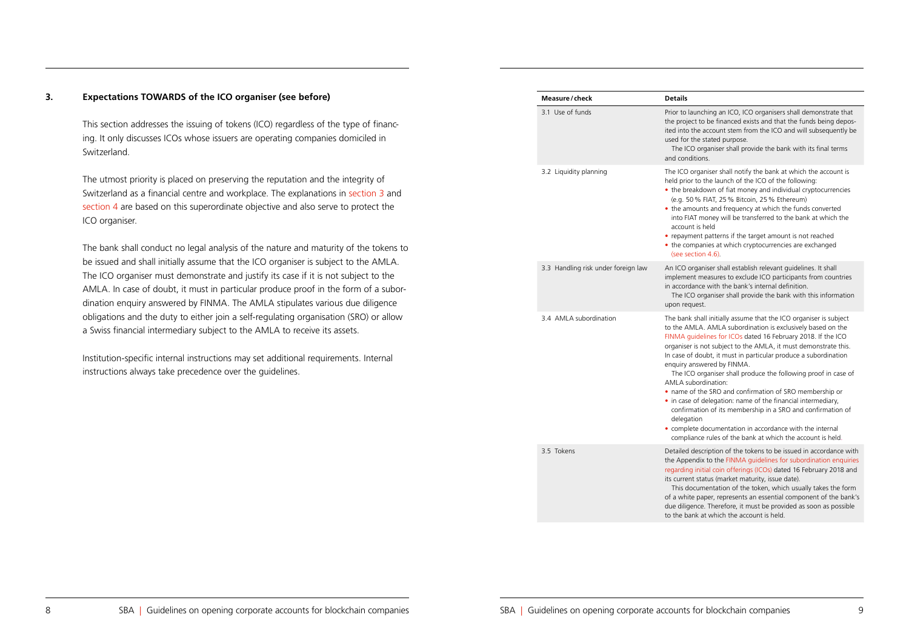## 3. Expectations TOWARDS of the ICO organiser (see before)

This section addresses the issuing of tokens (ICO) regardless of the type of financing. It only discusses ICOs whose issuers are operating companies domiciled in Switzerland.

The utmost priority is placed on preserving the reputation and the integrity of Switzerland as a financial centre and workplace. The explanations in section 3 and section 4 are based on this superordinate objective and also serve to protect the ICO organiser.

The bank shall conduct no legal analysis of the nature and maturity of the tokens to be issued and shall initially assume that the ICO organiser is subject to the AMLA. The ICO organiser must demonstrate and justify its case if it is not subject to the AMLA. In case of doubt, it must in particular produce proof in the form of a subordination enquiry answered by FINMA. The AMLA stipulates various due diligence obligations and the duty to either join a self-regulating organisation (SRO) or allow a Swiss financial intermediary subject to the AMLA to receive its assets.

Institution-specific internal instructions may set additional requirements. Internal instructions always take precedence over the guidelines.

| Measure / check | Details |
|---|---|
| 3.1 Use of funds | Prior to launching an ICO, ICO organisers shall demonstrate that the project to be financed exists and that the funds being deposited into the account stem from the ICO and will subsequently be used for the stated purpose.<br>The ICO organiser shall provide the bank with its final terms and conditions. |
| 3.2 Liquidity planning | The ICO organiser shall notify the bank at which the account is held prior to the launch of the ICO of the following:<br>• the breakdown of fiat money and individual cryptocurrencies (e.g. 50 % FIAT, 25 % Bitcoin, 25 % Ethereum)<br>• the amounts and frequency at which the funds converted into FIAT money will be transferred to the bank at which the account is held<br>• repayment patterns if the target amount is not reached<br>• the companies at which cryptocurrencies are exchanged (see section 4.6). |
| 3.3 Handling risk under foreign law | An ICO organiser shall establish relevant guidelines. It shall implement measures to exclude ICO participants from countries in accordance with the bank's internal definition.<br>The ICO organiser shall provide the bank with this information upon request. |
| 3.4 AMLA subordination | The bank shall initially assume that the ICO organiser is subject to the AMLA. AMLA subordination is exclusively based on the FINMA guidelines for ICOs dated 16 February 2018. If the ICO organiser is not subject to the AMLA, it must demonstrate this. In case of doubt, it must in particular produce a subordination enquiry answered by FINMA.<br>The ICO organiser shall produce the following proof in case of AMLA subordination:<br>• name of the SRO and confirmation of SRO membership or<br>• in case of delegation: name of the financial intermediary, confirmation of its membership in a SRO and confirmation of delegation<br>• complete documentation in accordance with the internal compliance rules of the bank at which the account is held. |
| 3.5 Tokens | Detailed description of the tokens to be issued in accordance with the Appendix to the FINMA guidelines for subordination enquiries regarding initial coin offerings (ICOs) dated 16 February 2018 and its current status (market maturity, issue date).<br>This documentation of the token, which usually takes the form of a white paper, represents an essential component of the bank's due diligence. Therefore, it must be provided as soon as possible to the bank at which the account is held. |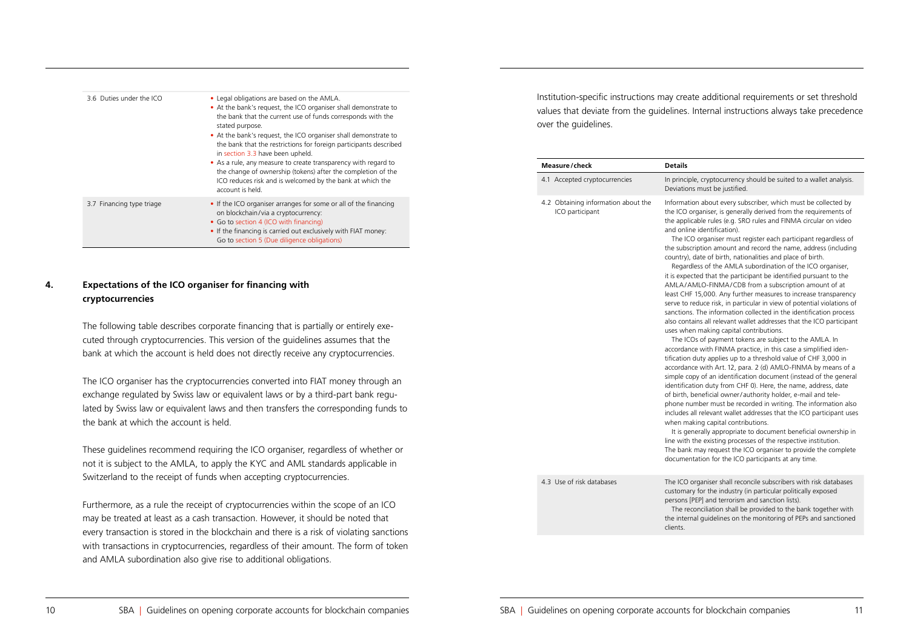| | |
|---|---|
| 3.6 Duties under the ICO | • Legal obligations are based on the AMLA.<br>• At the bank's request, the ICO organiser shall demonstrate to the bank that the current use of funds corresponds with the stated purpose.<br>• At the bank's request, the ICO organiser shall demonstrate to the bank that the restrictions for foreign participants described in section 3.3 have been upheld.<br>• As a rule, any measure to create transparency with regard to the change of ownership (tokens) after the completion of the ICO reduces risk and is welcomed by the bank at which the account is held. |
| 3.7 Financing type triage | • If the ICO organiser arranges for some or all of the financing on blockchain/via a cryptocurrency:<br>• Go to section 4 (ICO with financing)<br>• If the financing is carried out exclusively with FIAT money: Go to section 5 (Due diligence obligations) |

## 4. Expectations of the ICO organiser for financing with cryptocurrencies

The following table describes corporate financing that is partially or entirely executed through cryptocurrencies. This version of the guidelines assumes that the bank at which the account is held does not directly receive any cryptocurrencies.

The ICO organiser has the cryptocurrencies converted into FIAT money through an exchange regulated by Swiss law or equivalent laws or by a third-part bank regulated by Swiss law or equivalent laws and then transfers the corresponding funds to the bank at which the account is held.

These guidelines recommend requiring the ICO organiser, regardless of whether or not it is subject to the AMLA, to apply the KYC and AML standards applicable in Switzerland to the receipt of funds when accepting cryptocurrencies.

Furthermore, as a rule the receipt of cryptocurrencies within the scope of an ICO may be treated at least as a cash transaction. However, it should be noted that every transaction is stored in the blockchain and there is a risk of violating sanctions with transactions in cryptocurrencies, regardless of their amount. The form of token and AMLA subordination also give rise to additional obligations.

Institution-specific instructions may create additional requirements or set threshold values that deviate from the guidelines. Internal instructions always take precedence over the guidelines.

| Measure/check | Details |
|---|---|
| 4.1 Accepted cryptocurrencies | In principle, cryptocurrency should be suited to a wallet analysis. Deviations must be justified. |
| 4.2 Obtaining information about the ICO participant | Information about every subscriber, which must be collected by the ICO organiser, is generally derived from the requirements of the applicable rules (e.g. SRO rules and FINMA circular on video and online identification).<br>The ICO organiser must register each participant regardless of the subscription amount and record the name, address (including country), date of birth, nationalities and place of birth.<br>Regardless of the AMLA subordination of the ICO organiser, it is expected that the participant be identified pursuant to the AMLA/AMLO-FINMA/CDB from a subscription amount of at least CHF 15,000. Any further measures to increase transparency serve to reduce risk, in particular in view of potential violations of sanctions. The information collected in the identification process also contains all relevant wallet addresses that the ICO participant uses when making capital contributions.<br>The ICOs of payment tokens are subject to the AMLA. In accordance with FINMA practice, in this case a simplified identification duty applies up to a threshold value of CHF 3,000 in accordance with Art. 12, para. 2 (d) AMLO-FINMA by means of a simple copy of an identification document (instead of the general identification duty from CHF 0). Here, the name, address, date of birth, beneficial owner/authority holder, e-mail and telephone number must be recorded in writing. The information also includes all relevant wallet addresses that the ICO participant uses when making capital contributions.<br>It is generally appropriate to document beneficial ownership in line with the existing processes of the respective institution. The bank may request the ICO organiser to provide the complete documentation for the ICO participants at any time. |
| 4.3 Use of risk databases | The ICO organiser shall reconcile subscribers with risk databases customary for the industry (in particular politically exposed persons [PEP] and terrorism and sanction lists).<br>The reconciliation shall be provided to the bank together with the internal guidelines on the monitoring of PEPs and sanctioned clients. |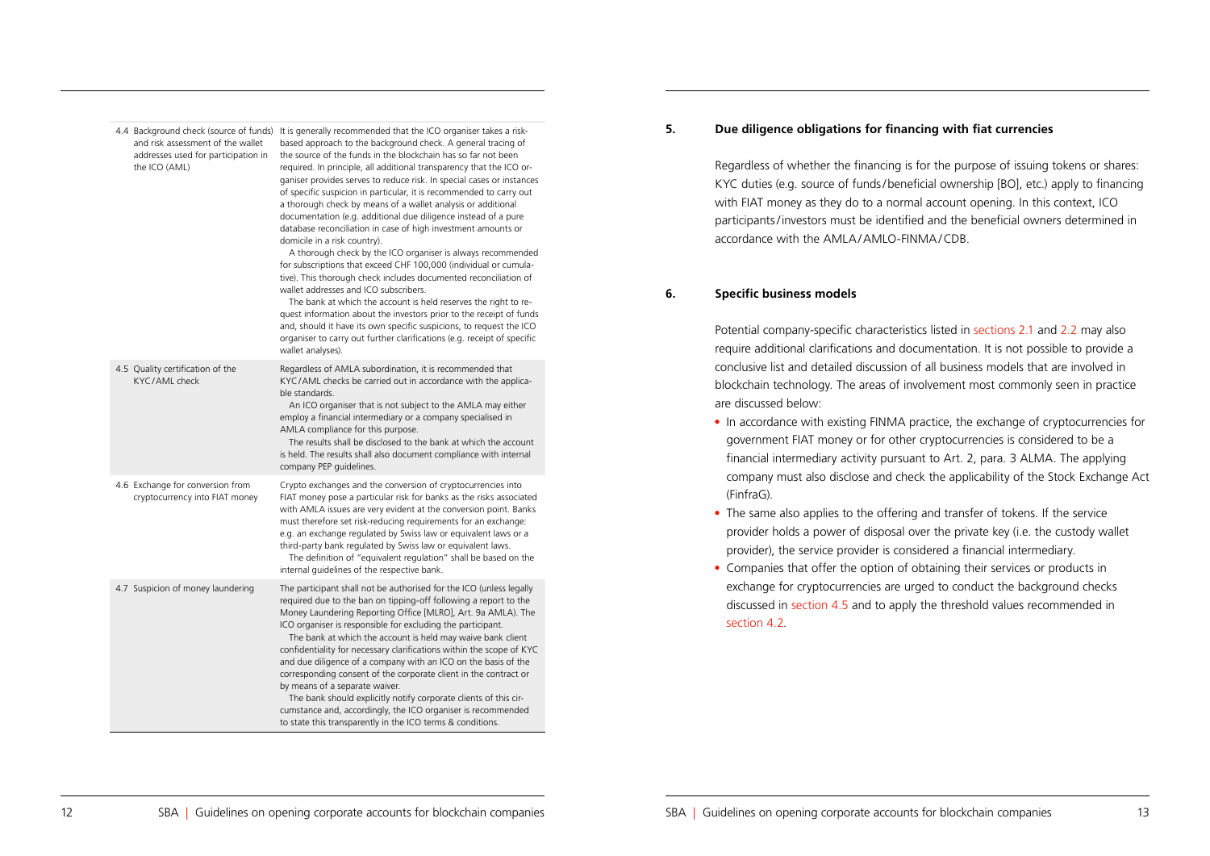| | |
|---|---|
| 4.4 Background check (source of funds) and risk assessment of the wallet addresses used for participation in the ICO (AML) | It is generally recommended that the ICO organiser takes a risk-based approach to the background check. A general tracing of the source of the funds in the blockchain has so far not been required. In principle, all additional transparency that the ICO organiser provides serves to reduce risk. In special cases or instances of specific suspicion in particular, it is recommended to carry out a thorough check by means of a wallet analysis or additional documentation (e.g. additional due diligence instead of a pure database reconciliation in case of high investment amounts or domicile in a risk country). A thorough check by the ICO organiser is always recommended for subscriptions that exceed CHF 100,000 (individual or cumulative). This thorough check includes documented reconciliation of wallet addresses and ICO subscribers. The bank at which the account is held reserves the right to request information about the investors prior to the receipt of funds and, should it have its own specific suspicions, to request the ICO organiser to carry out further clarifications (e.g. receipt of specific wallet analyses). |
| 4.5 Quality certification of the KYC/AML check | Regardless of AMLA subordination, it is recommended that KYC/AML checks be carried out in accordance with the applicable standards. An ICO organiser that is not subject to the AMLA may either employ a financial intermediary or a company specialised in AMLA compliance for this purpose. The results shall be disclosed to the bank at which the account is held. The results shall also document compliance with internal company PEP guidelines. |
| 4.6 Exchange for conversion from cryptocurrency into FIAT money | Crypto exchanges and the conversion of cryptocurrencies into FIAT money pose a particular risk for banks as the risks associated with AMLA issues are very evident at the conversion point. Banks must therefore set risk-reducing requirements for an exchange: e.g. an exchange regulated by Swiss law or equivalent laws or a third-party bank regulated by Swiss law or equivalent laws. The definition of "equivalent regulation" shall be based on the internal guidelines of the respective bank. |
| 4.7 Suspicion of money laundering | The participant shall not be authorised for the ICO (unless legally required due to the ban on tipping-off following a report to the Money Laundering Reporting Office [MLRO], Art. 9a AMLA). The ICO organiser is responsible for excluding the participant. The bank at which the account is held may waive bank client confidentiality for necessary clarifications within the scope of KYC and due diligence of a company with an ICO on the basis of the corresponding consent of the corporate client in the contract or by means of a separate waiver. The bank should explicitly notify corporate clients of this circumstance and, accordingly, the ICO organiser is recommended to state this transparently in the ICO terms & conditions. |

## 5. Due diligence obligations for financing with fiat currencies

Regardless of whether the financing is for the purpose of issuing tokens or shares: KYC duties (e.g. source of funds/beneficial ownership [BO], etc.) apply to financing with FIAT money as they do to a normal account opening. In this context, ICO participants/investors must be identified and the beneficial owners determined in accordance with the AMLA/AMLO-FINMA/CDB.

## 6. Specific business models

Potential company-specific characteristics listed in sections 2.1 and 2.2 may also require additional clarifications and documentation. It is not possible to provide a conclusive list and detailed discussion of all business models that are involved in blockchain technology. The areas of involvement most commonly seen in practice are discussed below:

- In accordance with existing FINMA practice, the exchange of cryptocurrencies for government FIAT money or for other cryptocurrencies is considered to be a financial intermediary activity pursuant to Art. 2, para. 3 ALMA. The applying company must also disclose and check the applicability of the Stock Exchange Act (FinfraG).
- The same also applies to the offering and transfer of tokens. If the service provider holds a power of disposal over the private key (i.e. the custody wallet provider), the service provider is considered a financial intermediary.
- Companies that offer the option of obtaining their services or products in exchange for cryptocurrencies are urged to conduct the background checks discussed in section 4.5 and to apply the threshold values recommended in section 4.2.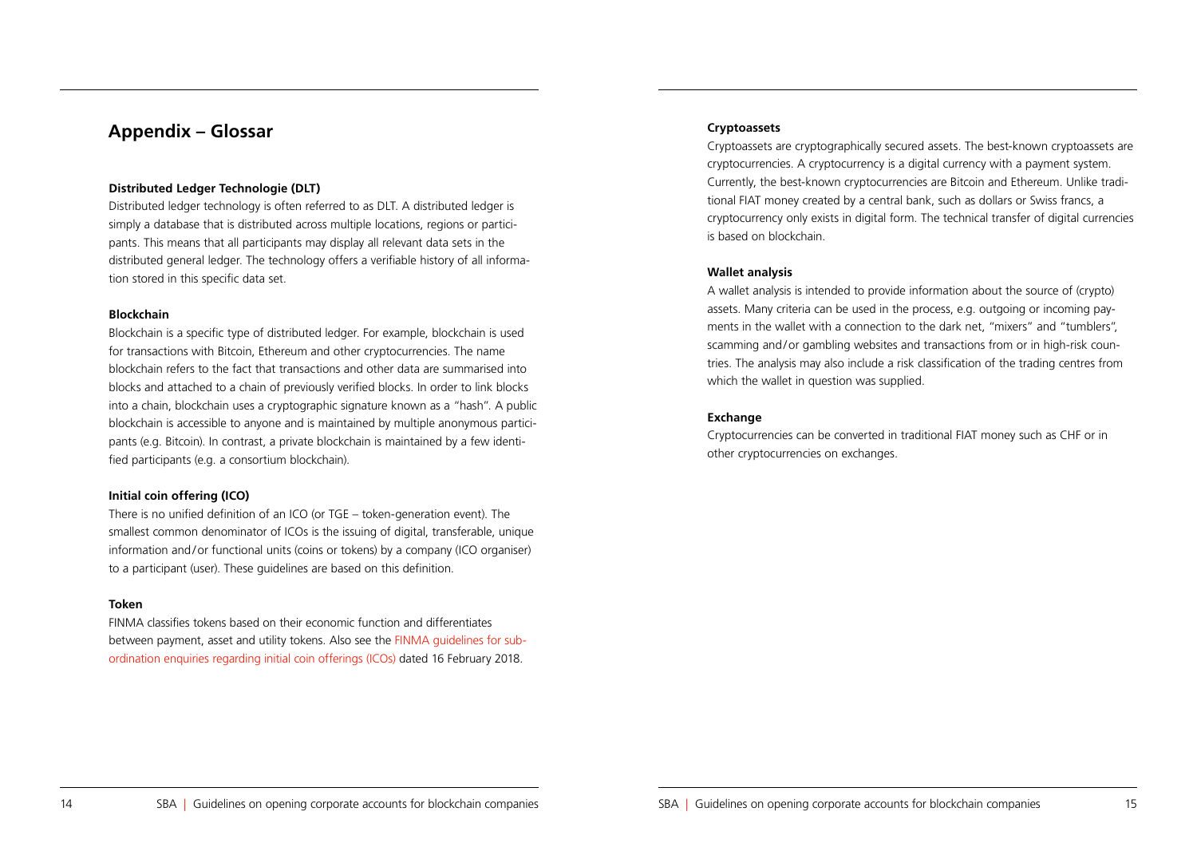## Appendix – Glossar

**Distributed Ledger Technologie (DLT)**

Distributed ledger technology is often referred to as DLT. A distributed ledger is simply a database that is distributed across multiple locations, regions or participants. This means that all participants may display all relevant data sets in the distributed general ledger. The technology offers a verifiable history of all information stored in this specific data set.

**Blockchain**

Blockchain is a specific type of distributed ledger. For example, blockchain is used for transactions with Bitcoin, Ethereum and other cryptocurrencies. The name blockchain refers to the fact that transactions and other data are summarised into blocks and attached to a chain of previously verified blocks. In order to link blocks into a chain, blockchain uses a cryptographic signature known as a "hash". A public blockchain is accessible to anyone and is maintained by multiple anonymous participants (e.g. Bitcoin). In contrast, a private blockchain is maintained by a few identified participants (e.g. a consortium blockchain).

**Initial coin offering (ICO)**

There is no unified definition of an ICO (or TGE – token-generation event). The smallest common denominator of ICOs is the issuing of digital, transferable, unique information and/or functional units (coins or tokens) by a company (ICO organiser) to a participant (user). These guidelines are based on this definition.

**Token**

FINMA classifies tokens based on their economic function and differentiates between payment, asset and utility tokens. Also see the FINMA guidelines for subordination enquiries regarding initial coin offerings (ICOs) dated 16 February 2018.

**Cryptoassets**

Cryptoassets are cryptographically secured assets. The best-known cryptoassets are cryptocurrencies. A cryptocurrency is a digital currency with a payment system. Currently, the best-known cryptocurrencies are Bitcoin and Ethereum. Unlike traditional FIAT money created by a central bank, such as dollars or Swiss francs, a cryptocurrency only exists in digital form. The technical transfer of digital currencies is based on blockchain.

**Wallet analysis**

A wallet analysis is intended to provide information about the source of (crypto) assets. Many criteria can be used in the process, e.g. outgoing or incoming payments in the wallet with a connection to the dark net, "mixers" and "tumblers", scamming and/or gambling websites and transactions from or in high-risk countries. The analysis may also include a risk classification of the trading centres from which the wallet in question was supplied.

**Exchange**

Cryptocurrencies can be converted in traditional FIAT money such as CHF or in other cryptocurrencies on exchanges.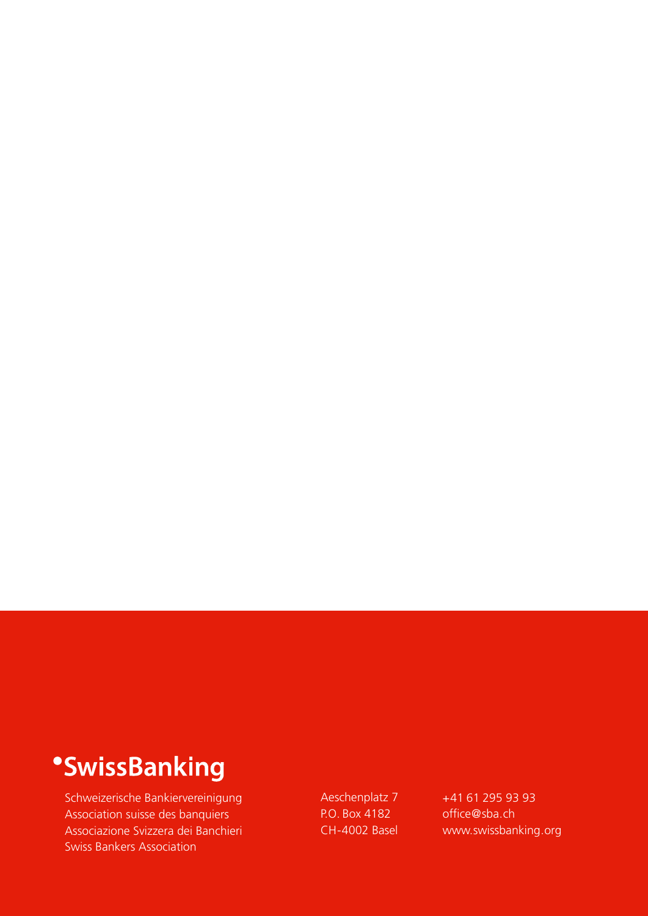**•SwissBanking**

Schweizerische Bankiervereinigung
Association suisse des banquiers
Associazione Svizzera dei Banchieri
Swiss Bankers Association

Aeschenplatz 7
P.O. Box 4182
CH-4002 Basel

+41 61 295 93 93
office@sba.ch
www.swissbanking.org